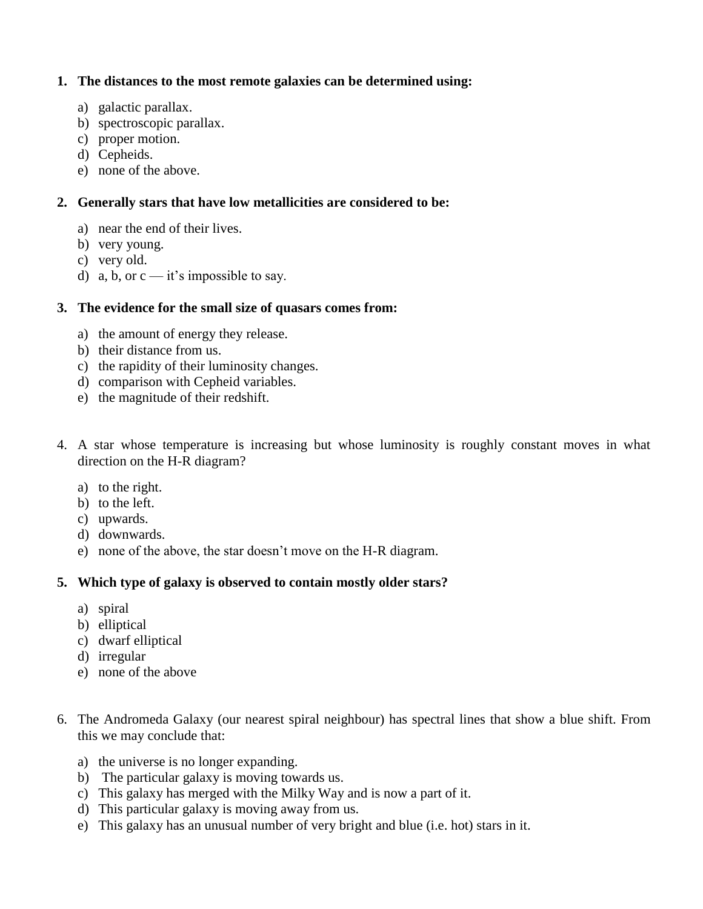1. **The distances to the most remote galaxies can be determined using:**

   a) galactic parallax.
   b) spectroscopic parallax.
   c) proper motion.
   d) Cepheids.
   e) none of the above.

2. **Generally stars that have low metallicities are considered to be:**

   a) near the end of their lives.
   b) very young.
   c) very old.
   d) a, b, or c — it's impossible to say.

3. **The evidence for the small size of quasars comes from:**

   a) the amount of energy they release.
   b) their distance from us.
   c) the rapidity of their luminosity changes.
   d) comparison with Cepheid variables.
   e) the magnitude of their redshift.

4. A star whose temperature is increasing but whose luminosity is roughly constant moves in what direction on the H-R diagram?

   a) to the right.
   b) to the left.
   c) upwards.
   d) downwards.
   e) none of the above, the star doesn't move on the H-R diagram.

5. **Which type of galaxy is observed to contain mostly older stars?**

   a) spiral
   b) elliptical
   c) dwarf elliptical
   d) irregular
   e) none of the above

6. The Andromeda Galaxy (our nearest spiral neighbour) has spectral lines that show a blue shift. From this we may conclude that:

   a) the universe is no longer expanding.
   b) The particular galaxy is moving towards us.
   c) This galaxy has merged with the Milky Way and is now a part of it.
   d) This particular galaxy is moving away from us.
   e) This galaxy has an unusual number of very bright and blue (i.e. hot) stars in it.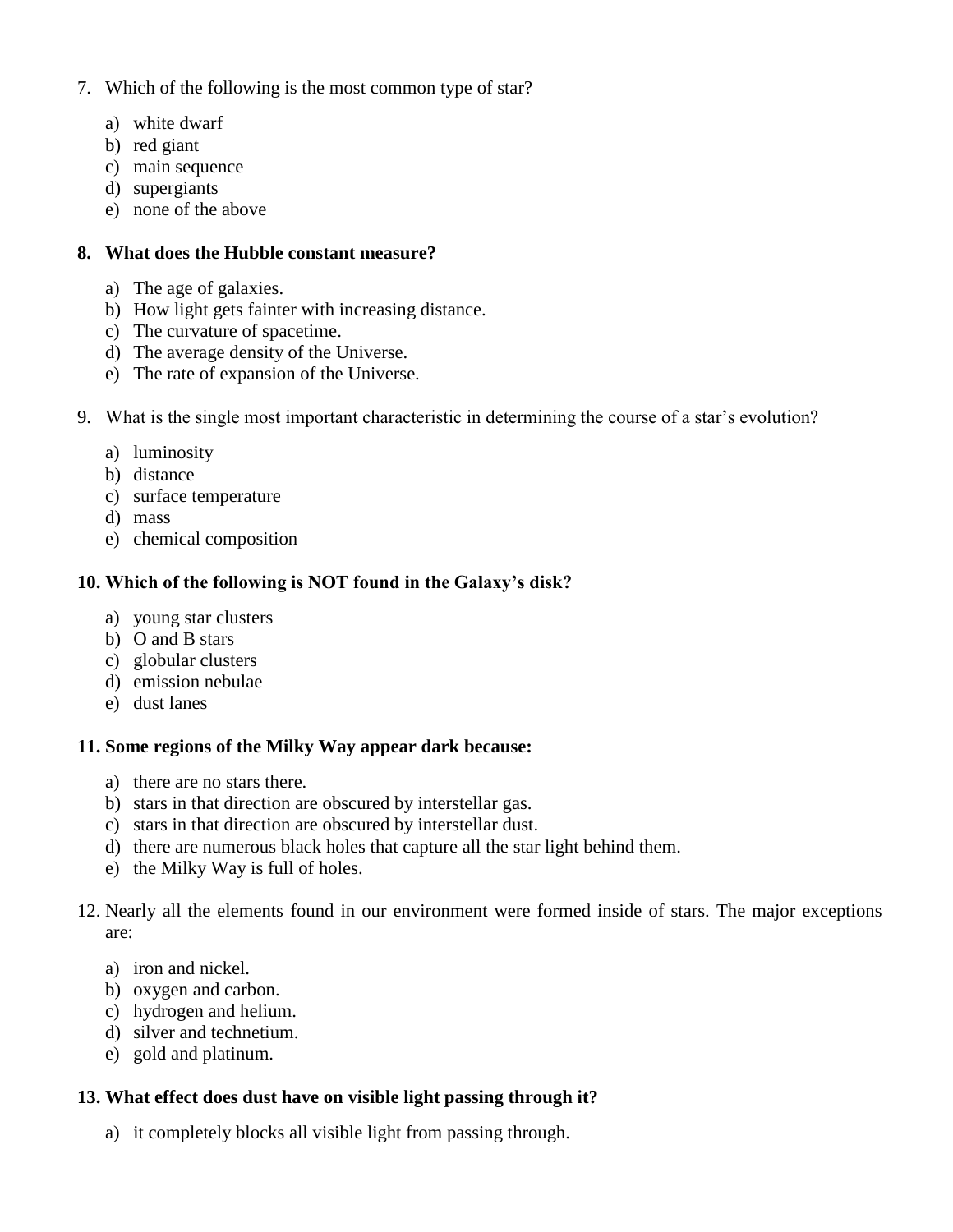7. Which of the following is the most common type of star?

   a) white dwarf
   b) red giant
   c) main sequence
   d) supergiants
   e) none of the above

**8. What does the Hubble constant measure?**

   a) The age of galaxies.
   b) How light gets fainter with increasing distance.
   c) The curvature of spacetime.
   d) The average density of the Universe.
   e) The rate of expansion of the Universe.

9. What is the single most important characteristic in determining the course of a star's evolution?

   a) luminosity
   b) distance
   c) surface temperature
   d) mass
   e) chemical composition

**10. Which of the following is NOT found in the Galaxy's disk?**

   a) young star clusters
   b) O and B stars
   c) globular clusters
   d) emission nebulae
   e) dust lanes

**11. Some regions of the Milky Way appear dark because:**

   a) there are no stars there.
   b) stars in that direction are obscured by interstellar gas.
   c) stars in that direction are obscured by interstellar dust.
   d) there are numerous black holes that capture all the star light behind them.
   e) the Milky Way is full of holes.

12. Nearly all the elements found in our environment were formed inside of stars. The major exceptions are:

   a) iron and nickel.
   b) oxygen and carbon.
   c) hydrogen and helium.
   d) silver and technetium.
   e) gold and platinum.

**13. What effect does dust have on visible light passing through it?**

   a) it completely blocks all visible light from passing through.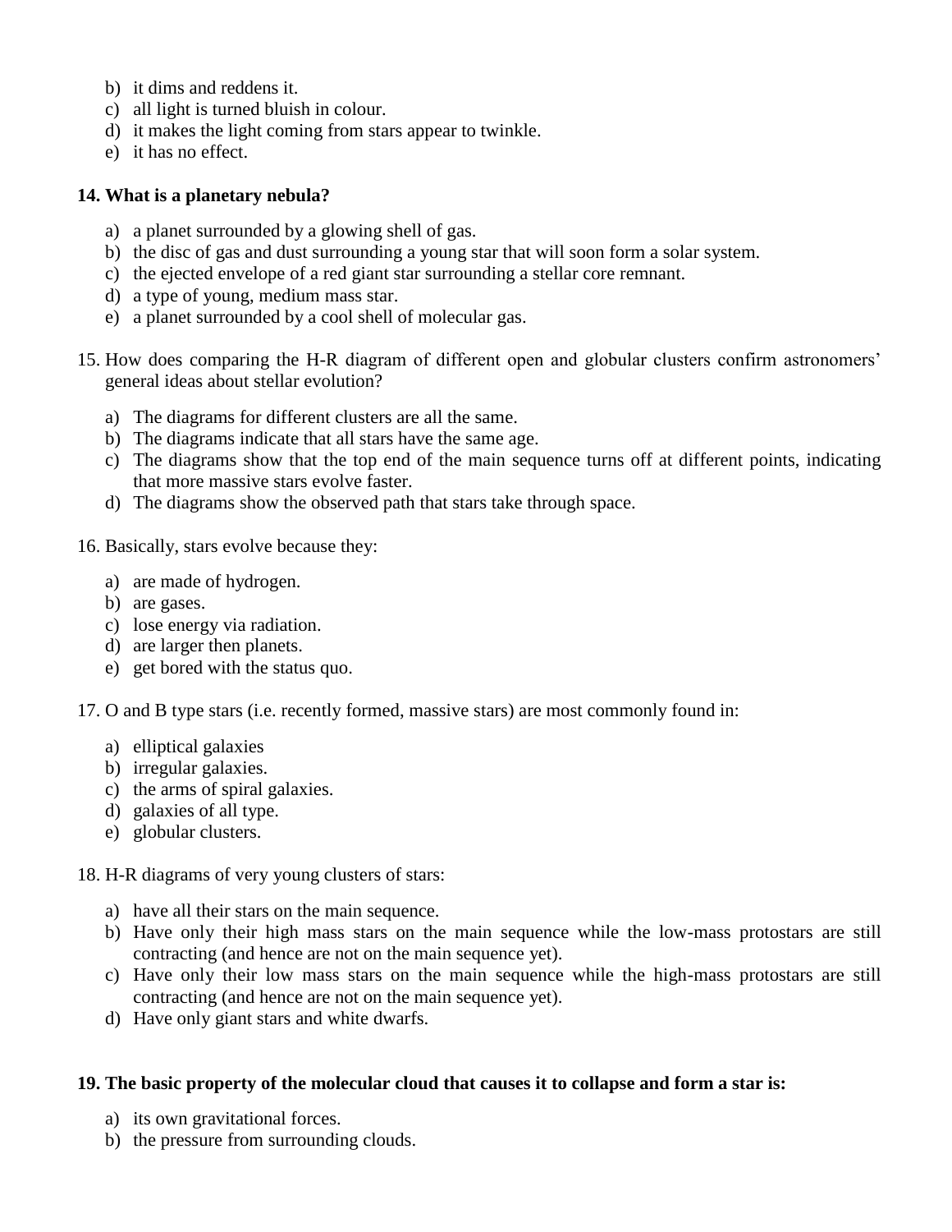b) it dims and reddens it.
c) all light is turned bluish in colour.
d) it makes the light coming from stars appear to twinkle.
e) it has no effect.

**14. What is a planetary nebula?**

a) a planet surrounded by a glowing shell of gas.
b) the disc of gas and dust surrounding a young star that will soon form a solar system.
c) the ejected envelope of a red giant star surrounding a stellar core remnant.
d) a type of young, medium mass star.
e) a planet surrounded by a cool shell of molecular gas.

15. How does comparing the H-R diagram of different open and globular clusters confirm astronomers' general ideas about stellar evolution?

a) The diagrams for different clusters are all the same.
b) The diagrams indicate that all stars have the same age.
c) The diagrams show that the top end of the main sequence turns off at different points, indicating that more massive stars evolve faster.
d) The diagrams show the observed path that stars take through space.

16. Basically, stars evolve because they:

a) are made of hydrogen.
b) are gases.
c) lose energy via radiation.
d) are larger then planets.
e) get bored with the status quo.

17. O and B type stars (i.e. recently formed, massive stars) are most commonly found in:

a) elliptical galaxies
b) irregular galaxies.
c) the arms of spiral galaxies.
d) galaxies of all type.
e) globular clusters.

18. H-R diagrams of very young clusters of stars:

a) have all their stars on the main sequence.
b) Have only their high mass stars on the main sequence while the low-mass protostars are still contracting (and hence are not on the main sequence yet).
c) Have only their low mass stars on the main sequence while the high-mass protostars are still contracting (and hence are not on the main sequence yet).
d) Have only giant stars and white dwarfs.

**19. The basic property of the molecular cloud that causes it to collapse and form a star is:**

a) its own gravitational forces.
b) the pressure from surrounding clouds.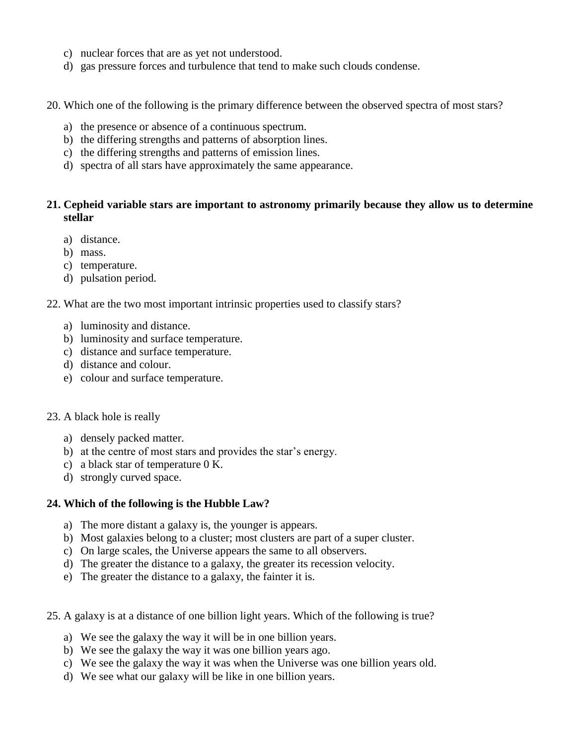c) nuclear forces that are as yet not understood.
d) gas pressure forces and turbulence that tend to make such clouds condense.

20. Which one of the following is the primary difference between the observed spectra of most stars?

a) the presence or absence of a continuous spectrum.
b) the differing strengths and patterns of absorption lines.
c) the differing strengths and patterns of emission lines.
d) spectra of all stars have approximately the same appearance.

**21. Cepheid variable stars are important to astronomy primarily because they allow us to determine stellar**

a) distance.
b) mass.
c) temperature.
d) pulsation period.

22. What are the two most important intrinsic properties used to classify stars?

a) luminosity and distance.
b) luminosity and surface temperature.
c) distance and surface temperature.
d) distance and colour.
e) colour and surface temperature.

23. A black hole is really

a) densely packed matter.
b) at the centre of most stars and provides the star's energy.
c) a black star of temperature 0 K.
d) strongly curved space.

**24. Which of the following is the Hubble Law?**

a) The more distant a galaxy is, the younger is appears.
b) Most galaxies belong to a cluster; most clusters are part of a super cluster.
c) On large scales, the Universe appears the same to all observers.
d) The greater the distance to a galaxy, the greater its recession velocity.
e) The greater the distance to a galaxy, the fainter it is.

25. A galaxy is at a distance of one billion light years. Which of the following is true?

a) We see the galaxy the way it will be in one billion years.
b) We see the galaxy the way it was one billion years ago.
c) We see the galaxy the way it was when the Universe was one billion years old.
d) We see what our galaxy will be like in one billion years.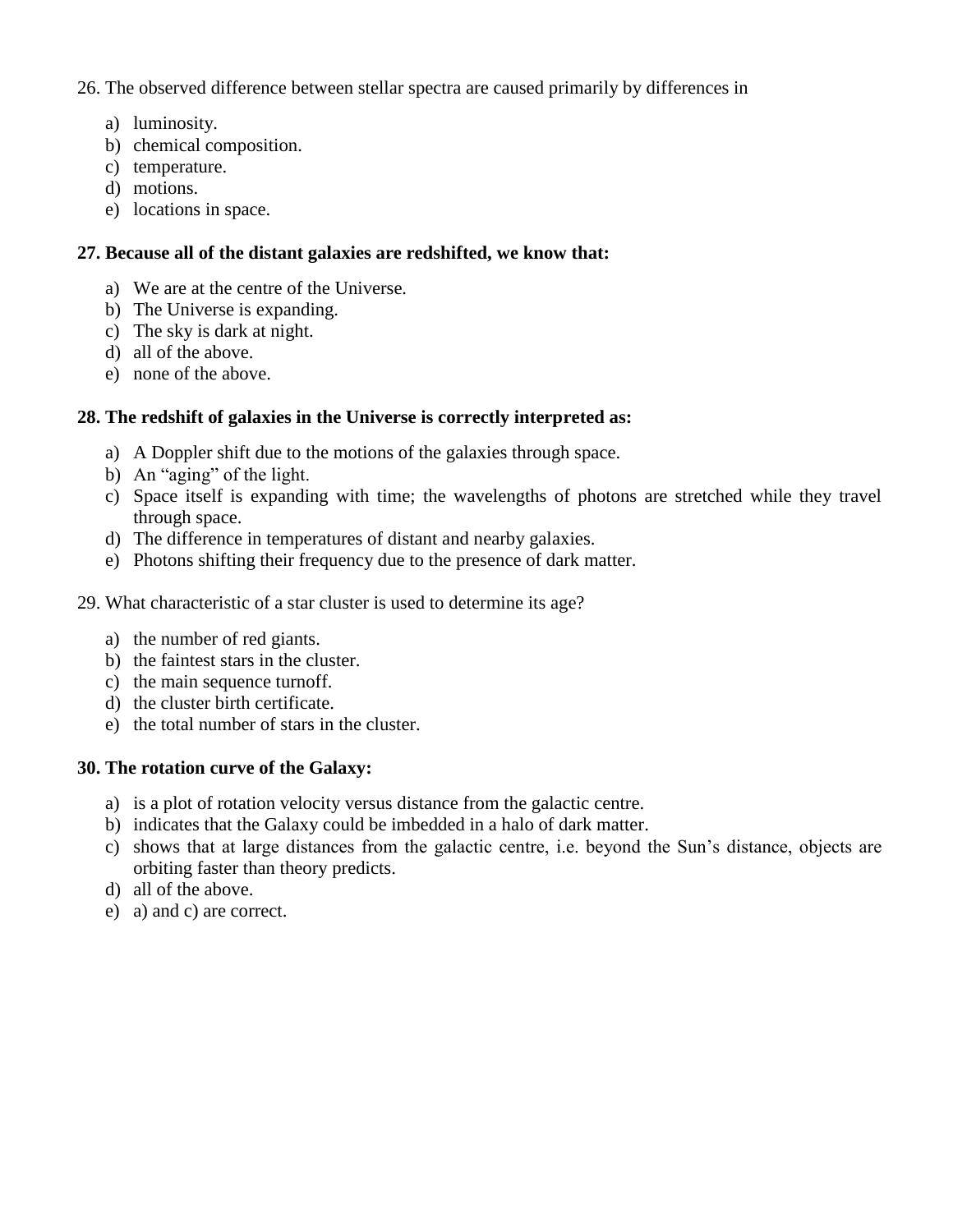26. The observed difference between stellar spectra are caused primarily by differences in

a) luminosity.
b) chemical composition.
c) temperature.
d) motions.
e) locations in space.

**27. Because all of the distant galaxies are redshifted, we know that:**

a) We are at the centre of the Universe.
b) The Universe is expanding.
c) The sky is dark at night.
d) all of the above.
e) none of the above.

**28. The redshift of galaxies in the Universe is correctly interpreted as:**

a) A Doppler shift due to the motions of the galaxies through space.
b) An "aging" of the light.
c) Space itself is expanding with time; the wavelengths of photons are stretched while they travel through space.
d) The difference in temperatures of distant and nearby galaxies.
e) Photons shifting their frequency due to the presence of dark matter.

29. What characteristic of a star cluster is used to determine its age?

a) the number of red giants.
b) the faintest stars in the cluster.
c) the main sequence turnoff.
d) the cluster birth certificate.
e) the total number of stars in the cluster.

**30. The rotation curve of the Galaxy:**

a) is a plot of rotation velocity versus distance from the galactic centre.
b) indicates that the Galaxy could be imbedded in a halo of dark matter.
c) shows that at large distances from the galactic centre, i.e. beyond the Sun's distance, objects are orbiting faster than theory predicts.
d) all of the above.
e) a) and c) are correct.